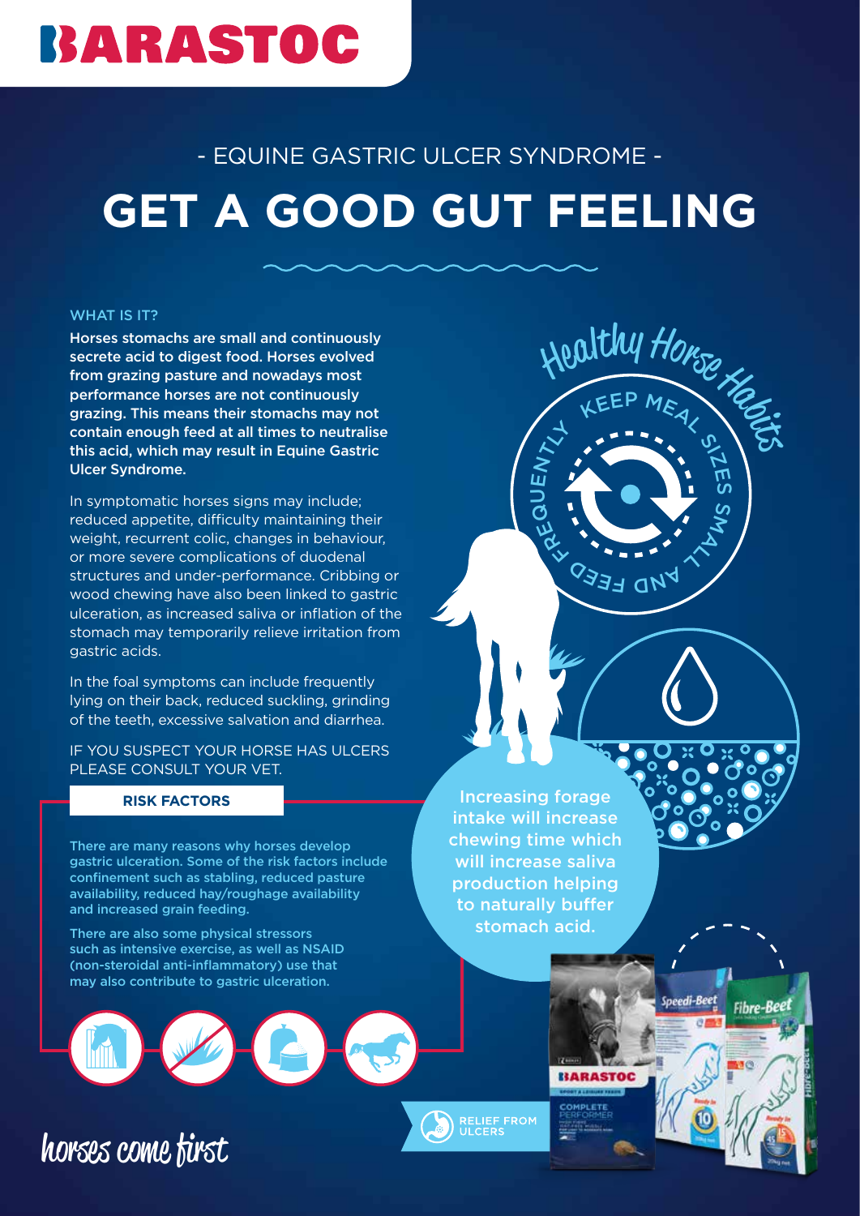# BARASTOC

## - EQUINE GASTRIC ULCER SYNDROME -

# GET A GOOD GUT FEELING

### WHAT IS IT?

**Horses stomachs are small and continuously secrete acid to digest food. Horses evolved from grazing pasture and nowadays most performance horses are not continuously grazing. This means their stomachs may not contain enough feed at all times to neutralise this acid, which may result in Equine Gastric Ulcer Syndrome.**

In symptomatic horses signs may include; reduced appetite, difficulty maintaining their weight, recurrent colic, changes in behaviour, or more severe complications of duodenal structures and under-performance. Cribbing or wood chewing have also been linked to gastric ulceration, as increased saliva or inflation of the stomach may temporarily relieve irritation from gastric acids.

In the foal symptoms can include frequently lying on their back, reduced suckling, grinding of the teeth, excessive salvation and diarrhea.

IF YOU SUSPECT YOUR HORSE HAS ULCERS PLEASE CONSULT YOUR VET.

### RISK FACTORS

There are many reasons why horses develop gastric ulceration. Some of the risk factors include confinement such as stabling, reduced pasture availability, reduced hay/roughage availability and increased grain feeding.

There are also some physical stressors such as intensive exercise, as well as NSAID (non-steroidal anti-inflammatory) use that may also contribute to gastric ulceration.

*Healthy Horse Habits*

KEEP MEAL SIZES SMALL AND FEED FREQUENTLY

**Increasing forage intake will increase chewing time which will increase saliva production helping to naturally buffer stomach acid.**

RELIEF FROM ULCERS

*horses come first*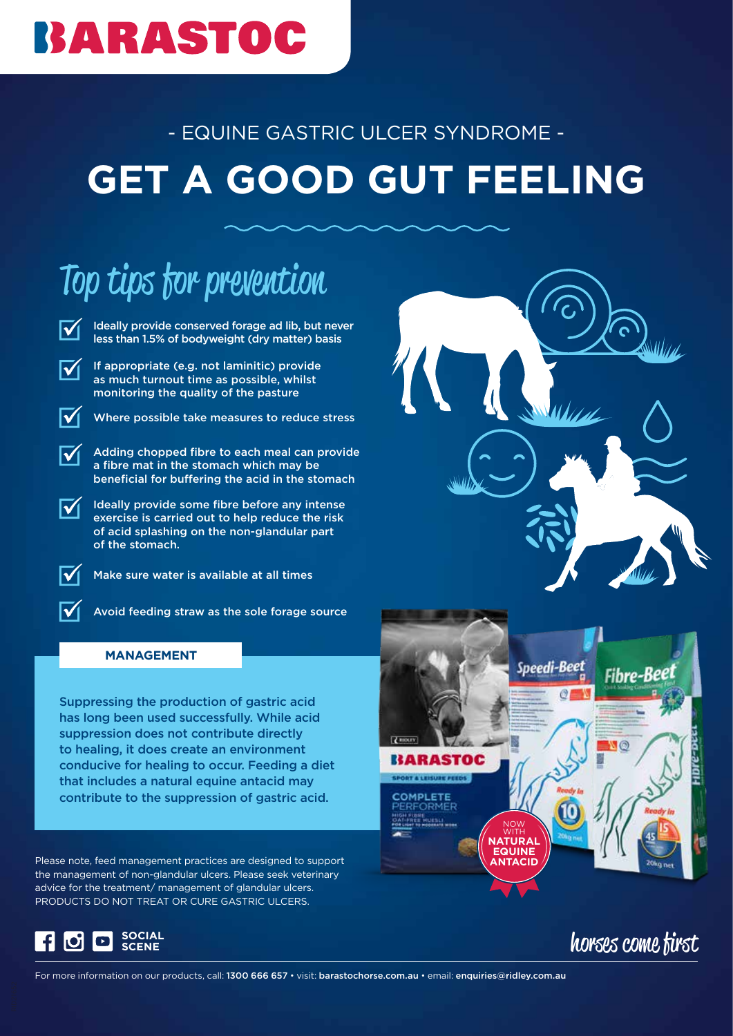# BARASTOC

- EQUINE GASTRIC ULCER SYNDROME -

# GET A GOOD GUT FEELING

## Top tips for prevention

- Ideally provide conserved forage ad lib, but never less than 1.5% of bodyweight (dry matter) basis
- If appropriate (e.g. not laminitic) provide as much turnout time as possible, whilst monitoring the quality of the pasture
- Where possible take measures to reduce stress
- Adding chopped fibre to each meal can provide a fibre mat in the stomach which may be beneficial for buffering the acid in the stomach
- Ideally provide some fibre before any intense exercise is carried out to help reduce the risk of acid splashing on the non-glandular part of the stomach.
- Make sure water is available at all times
- Avoid feeding straw as the sole forage source

### MANAGEMENT

Suppressing the production of gastric acid has long been used successfully. While acid suppression does not contribute directly to healing, it does create an environment conducive for healing to occur. Feeding a diet that includes a natural equine antacid may contribute to the suppression of gastric acid.

NOW WITH NATURAL EQUINE ANTACID

Please note, feed management practices are designed to support the management of non-glandular ulcers. Please seek veterinary advice for the treatment/ management of glandular ulcers. PRODUCTS DO NOT TREAT OR CURE GASTRIC ULCERS.

SOCIAL SCENE

horses come first

For more information on our products, call: **1300 666 657** • visit: **barastochorse.com.au** • email: **enquiries@ridley.com.au**